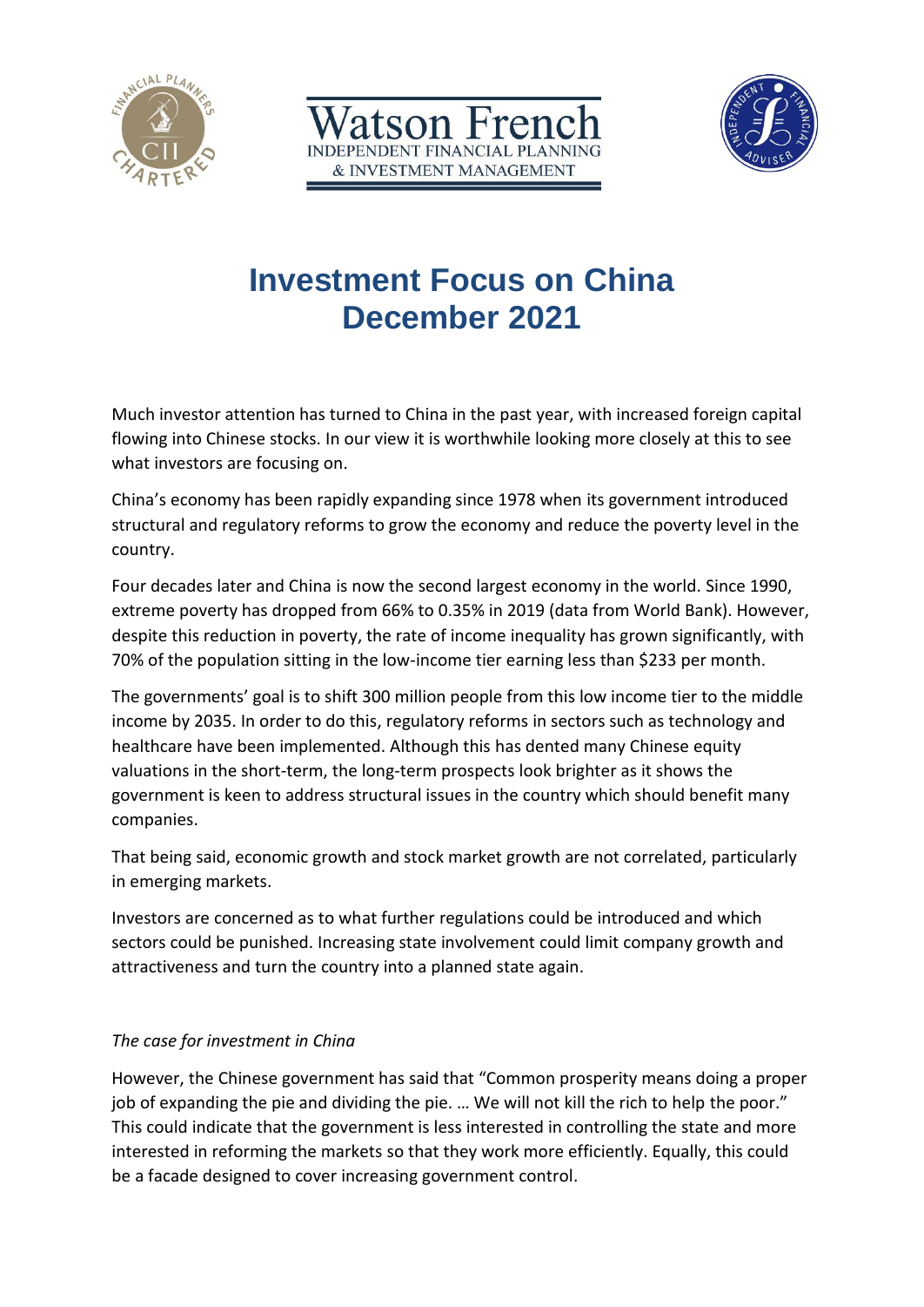Watson French
INDEPENDENT FINANCIAL PLANNING
& INVESTMENT MANAGEMENT

# Investment Focus on China December 2021

Much investor attention has turned to China in the past year, with increased foreign capital flowing into Chinese stocks. In our view it is worthwhile looking more closely at this to see what investors are focusing on.

China's economy has been rapidly expanding since 1978 when its government introduced structural and regulatory reforms to grow the economy and reduce the poverty level in the country.

Four decades later and China is now the second largest economy in the world. Since 1990, extreme poverty has dropped from 66% to 0.35% in 2019 (data from World Bank). However, despite this reduction in poverty, the rate of income inequality has grown significantly, with 70% of the population sitting in the low-income tier earning less than $233 per month.

The governments' goal is to shift 300 million people from this low income tier to the middle income by 2035. In order to do this, regulatory reforms in sectors such as technology and healthcare have been implemented. Although this has dented many Chinese equity valuations in the short-term, the long-term prospects look brighter as it shows the government is keen to address structural issues in the country which should benefit many companies.

That being said, economic growth and stock market growth are not correlated, particularly in emerging markets.

Investors are concerned as to what further regulations could be introduced and which sectors could be punished. Increasing state involvement could limit company growth and attractiveness and turn the country into a planned state again.

*The case for investment in China*

However, the Chinese government has said that "Common prosperity means doing a proper job of expanding the pie and dividing the pie. … We will not kill the rich to help the poor." This could indicate that the government is less interested in controlling the state and more interested in reforming the markets so that they work more efficiently. Equally, this could be a facade designed to cover increasing government control.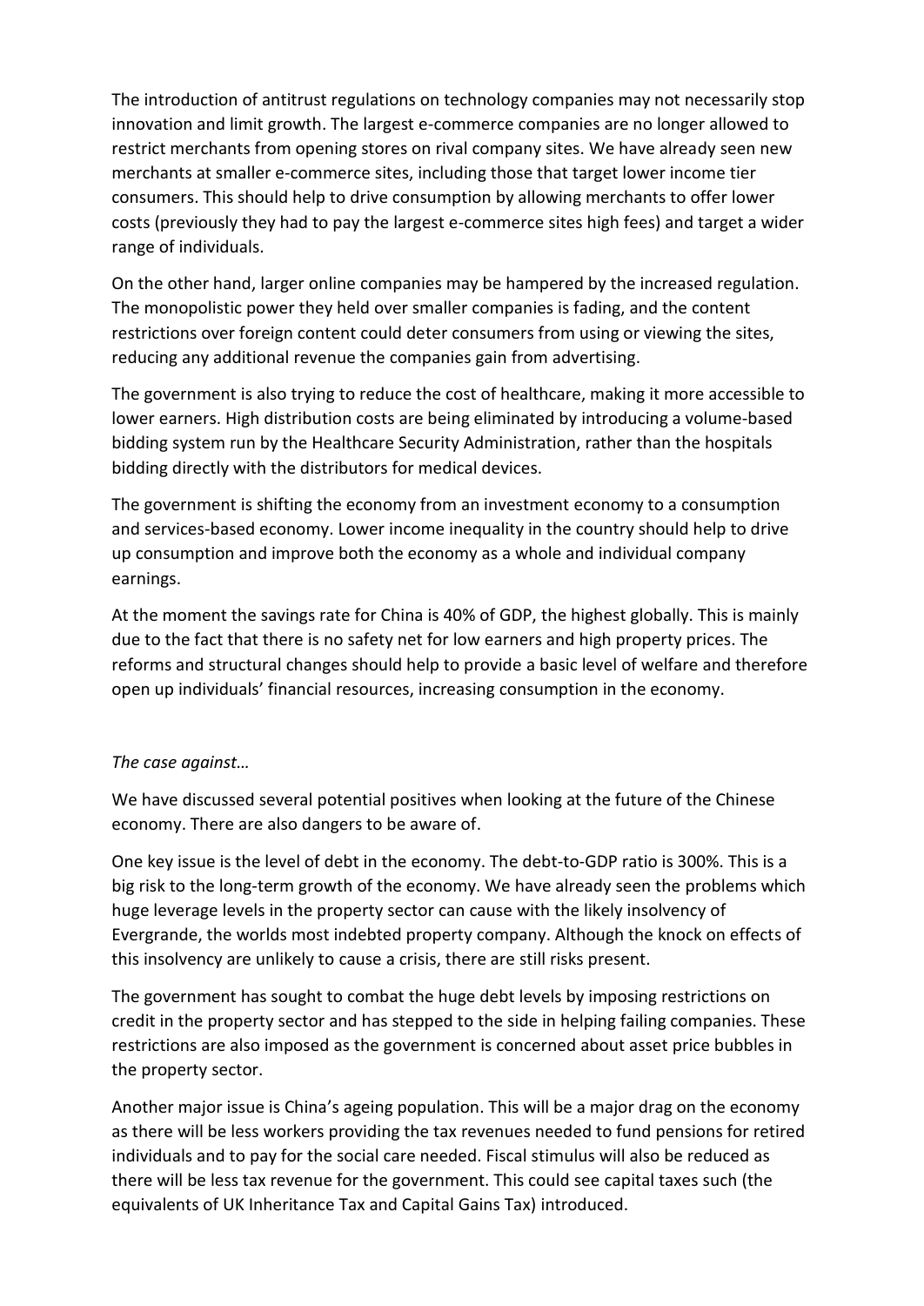The introduction of antitrust regulations on technology companies may not necessarily stop innovation and limit growth. The largest e-commerce companies are no longer allowed to restrict merchants from opening stores on rival company sites. We have already seen new merchants at smaller e-commerce sites, including those that target lower income tier consumers. This should help to drive consumption by allowing merchants to offer lower costs (previously they had to pay the largest e-commerce sites high fees) and target a wider range of individuals.

On the other hand, larger online companies may be hampered by the increased regulation. The monopolistic power they held over smaller companies is fading, and the content restrictions over foreign content could deter consumers from using or viewing the sites, reducing any additional revenue the companies gain from advertising.

The government is also trying to reduce the cost of healthcare, making it more accessible to lower earners. High distribution costs are being eliminated by introducing a volume-based bidding system run by the Healthcare Security Administration, rather than the hospitals bidding directly with the distributors for medical devices.

The government is shifting the economy from an investment economy to a consumption and services-based economy. Lower income inequality in the country should help to drive up consumption and improve both the economy as a whole and individual company earnings.

At the moment the savings rate for China is 40% of GDP, the highest globally. This is mainly due to the fact that there is no safety net for low earners and high property prices. The reforms and structural changes should help to provide a basic level of welfare and therefore open up individuals' financial resources, increasing consumption in the economy.

*The case against…*

We have discussed several potential positives when looking at the future of the Chinese economy. There are also dangers to be aware of.

One key issue is the level of debt in the economy. The debt-to-GDP ratio is 300%. This is a big risk to the long-term growth of the economy. We have already seen the problems which huge leverage levels in the property sector can cause with the likely insolvency of Evergrande, the worlds most indebted property company. Although the knock on effects of this insolvency are unlikely to cause a crisis, there are still risks present.

The government has sought to combat the huge debt levels by imposing restrictions on credit in the property sector and has stepped to the side in helping failing companies. These restrictions are also imposed as the government is concerned about asset price bubbles in the property sector.

Another major issue is China's ageing population. This will be a major drag on the economy as there will be less workers providing the tax revenues needed to fund pensions for retired individuals and to pay for the social care needed. Fiscal stimulus will also be reduced as there will be less tax revenue for the government. This could see capital taxes such (the equivalents of UK Inheritance Tax and Capital Gains Tax) introduced.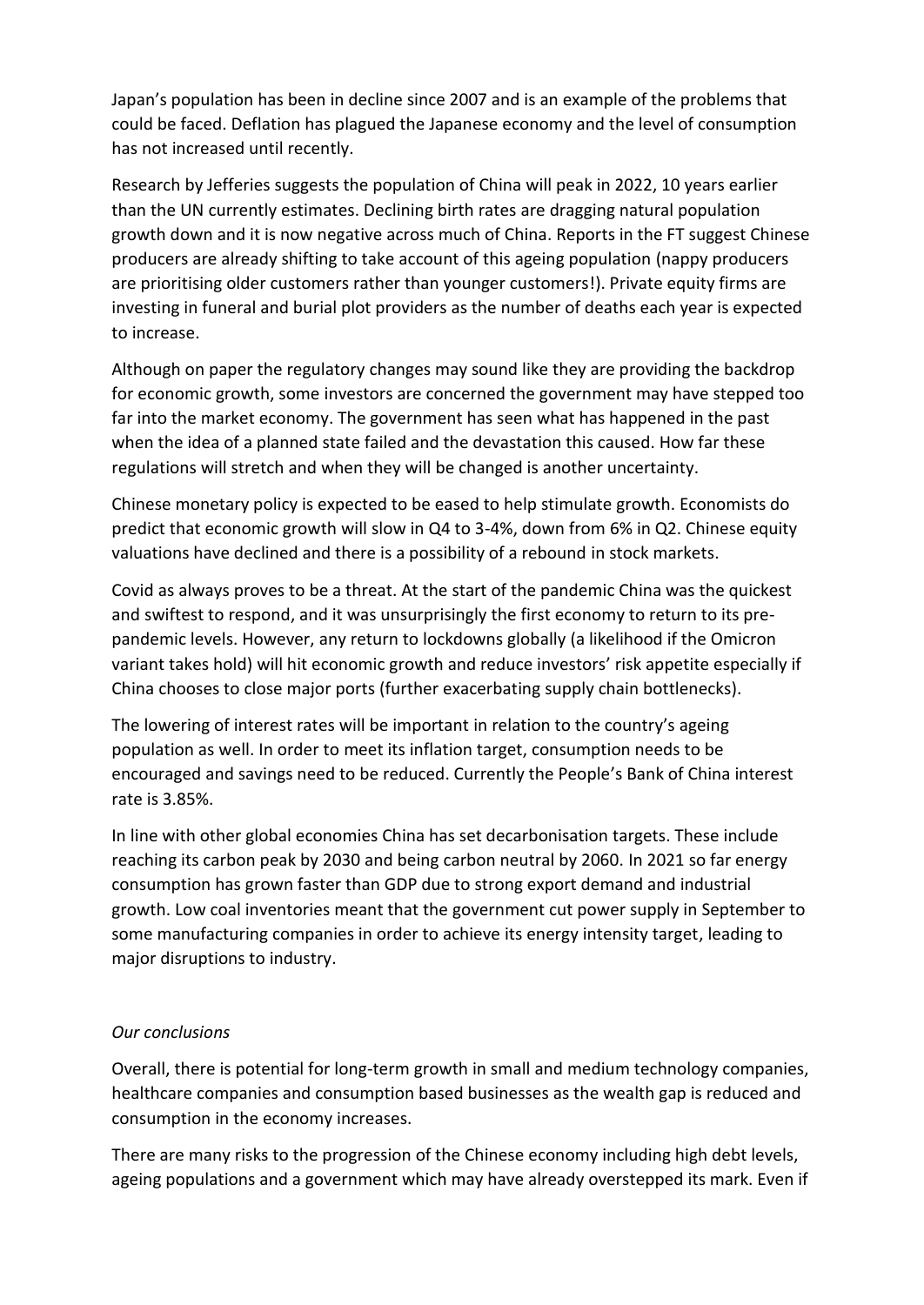Japan's population has been in decline since 2007 and is an example of the problems that could be faced. Deflation has plagued the Japanese economy and the level of consumption has not increased until recently.

Research by Jefferies suggests the population of China will peak in 2022, 10 years earlier than the UN currently estimates. Declining birth rates are dragging natural population growth down and it is now negative across much of China. Reports in the FT suggest Chinese producers are already shifting to take account of this ageing population (nappy producers are prioritising older customers rather than younger customers!). Private equity firms are investing in funeral and burial plot providers as the number of deaths each year is expected to increase.

Although on paper the regulatory changes may sound like they are providing the backdrop for economic growth, some investors are concerned the government may have stepped too far into the market economy. The government has seen what has happened in the past when the idea of a planned state failed and the devastation this caused. How far these regulations will stretch and when they will be changed is another uncertainty.

Chinese monetary policy is expected to be eased to help stimulate growth. Economists do predict that economic growth will slow in Q4 to 3-4%, down from 6% in Q2. Chinese equity valuations have declined and there is a possibility of a rebound in stock markets.

Covid as always proves to be a threat. At the start of the pandemic China was the quickest and swiftest to respond, and it was unsurprisingly the first economy to return to its pre-pandemic levels. However, any return to lockdowns globally (a likelihood if the Omicron variant takes hold) will hit economic growth and reduce investors' risk appetite especially if China chooses to close major ports (further exacerbating supply chain bottlenecks).

The lowering of interest rates will be important in relation to the country's ageing population as well. In order to meet its inflation target, consumption needs to be encouraged and savings need to be reduced. Currently the People's Bank of China interest rate is 3.85%.

In line with other global economies China has set decarbonisation targets. These include reaching its carbon peak by 2030 and being carbon neutral by 2060. In 2021 so far energy consumption has grown faster than GDP due to strong export demand and industrial growth. Low coal inventories meant that the government cut power supply in September to some manufacturing companies in order to achieve its energy intensity target, leading to major disruptions to industry.

*Our conclusions*

Overall, there is potential for long-term growth in small and medium technology companies, healthcare companies and consumption based businesses as the wealth gap is reduced and consumption in the economy increases.

There are many risks to the progression of the Chinese economy including high debt levels, ageing populations and a government which may have already overstepped its mark. Even if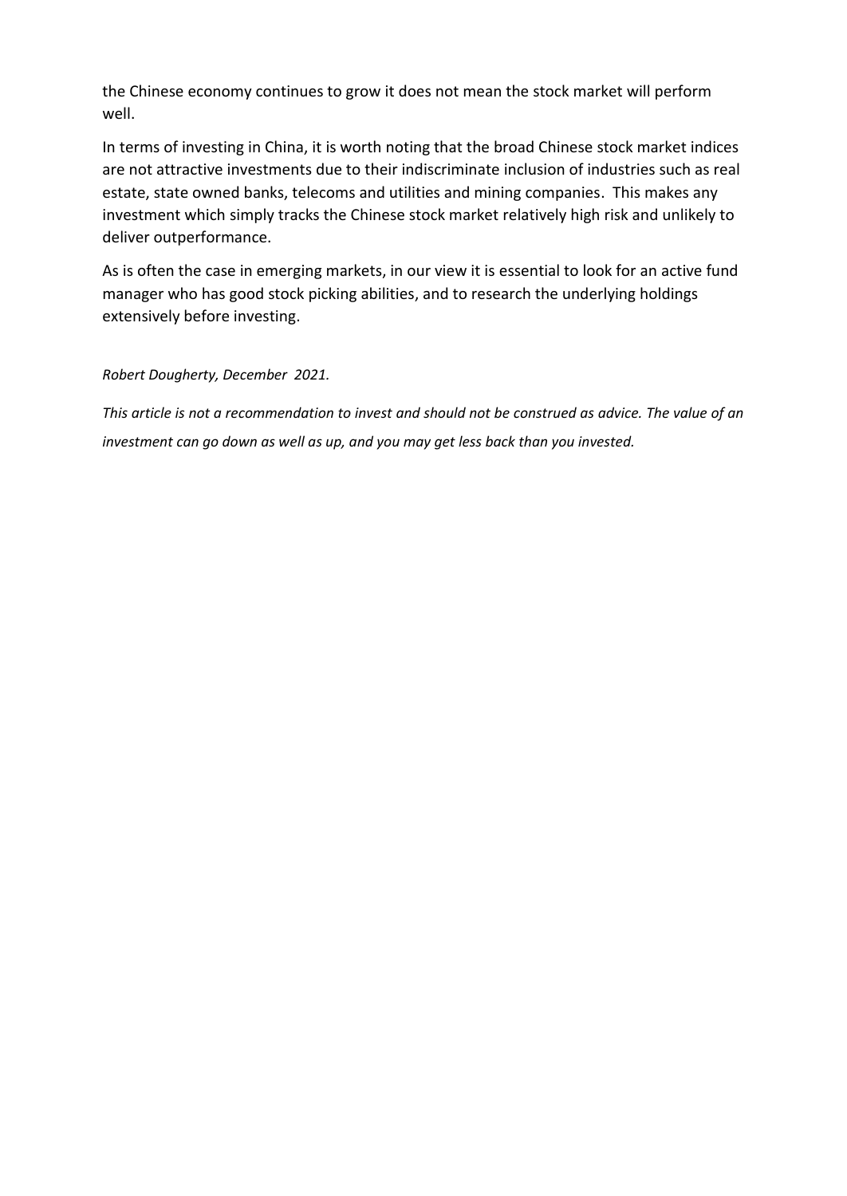the Chinese economy continues to grow it does not mean the stock market will perform well.

In terms of investing in China, it is worth noting that the broad Chinese stock market indices are not attractive investments due to their indiscriminate inclusion of industries such as real estate, state owned banks, telecoms and utilities and mining companies. This makes any investment which simply tracks the Chinese stock market relatively high risk and unlikely to deliver outperformance.

As is often the case in emerging markets, in our view it is essential to look for an active fund manager who has good stock picking abilities, and to research the underlying holdings extensively before investing.

*Robert Dougherty, December 2021.*

*This article is not a recommendation to invest and should not be construed as advice. The value of an investment can go down as well as up, and you may get less back than you invested.*